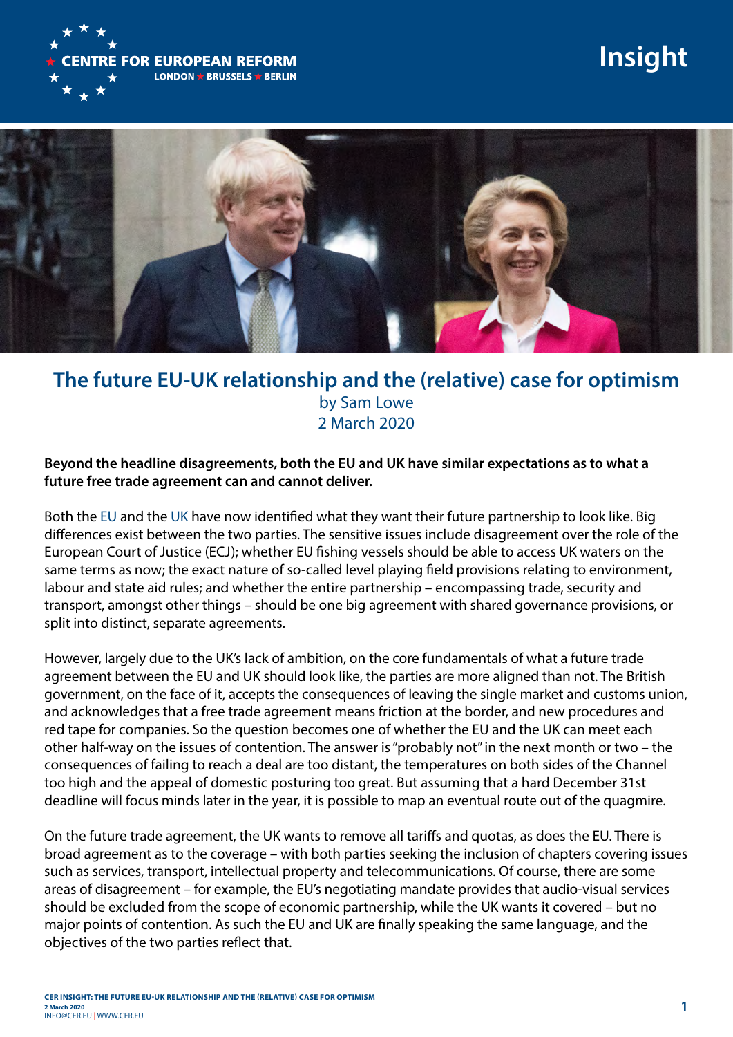# The future EU-UK relationship and the (relative) case for optimism

by Sam Lowe

2 March 2020

**Beyond the headline disagreements, both the EU and UK have similar expectations as to what a future free trade agreement can and cannot deliver.**

Both the EU and the UK have now identified what they want their future partnership to look like. Big differences exist between the two parties. The sensitive issues include disagreement over the role of the European Court of Justice (ECJ); whether EU fishing vessels should be able to access UK waters on the same terms as now; the exact nature of so-called level playing field provisions relating to environment, labour and state aid rules; and whether the entire partnership – encompassing trade, security and transport, amongst other things – should be one big agreement with shared governance provisions, or split into distinct, separate agreements.

However, largely due to the UK's lack of ambition, on the core fundamentals of what a future trade agreement between the EU and UK should look like, the parties are more aligned than not. The British government, on the face of it, accepts the consequences of leaving the single market and customs union, and acknowledges that a free trade agreement means friction at the border, and new procedures and red tape for companies. So the question becomes one of whether the EU and the UK can meet each other half-way on the issues of contention. The answer is "probably not" in the next month or two – the consequences of failing to reach a deal are too distant, the temperatures on both sides of the Channel too high and the appeal of domestic posturing too great. But assuming that a hard December 31st deadline will focus minds later in the year, it is possible to map an eventual route out of the quagmire.

On the future trade agreement, the UK wants to remove all tariffs and quotas, as does the EU. There is broad agreement as to the coverage – with both parties seeking the inclusion of chapters covering issues such as services, transport, intellectual property and telecommunications. Of course, there are some areas of disagreement – for example, the EU's negotiating mandate provides that audio-visual services should be excluded from the scope of economic partnership, while the UK wants it covered – but no major points of contention. As such the EU and UK are finally speaking the same language, and the objectives of the two parties reflect that.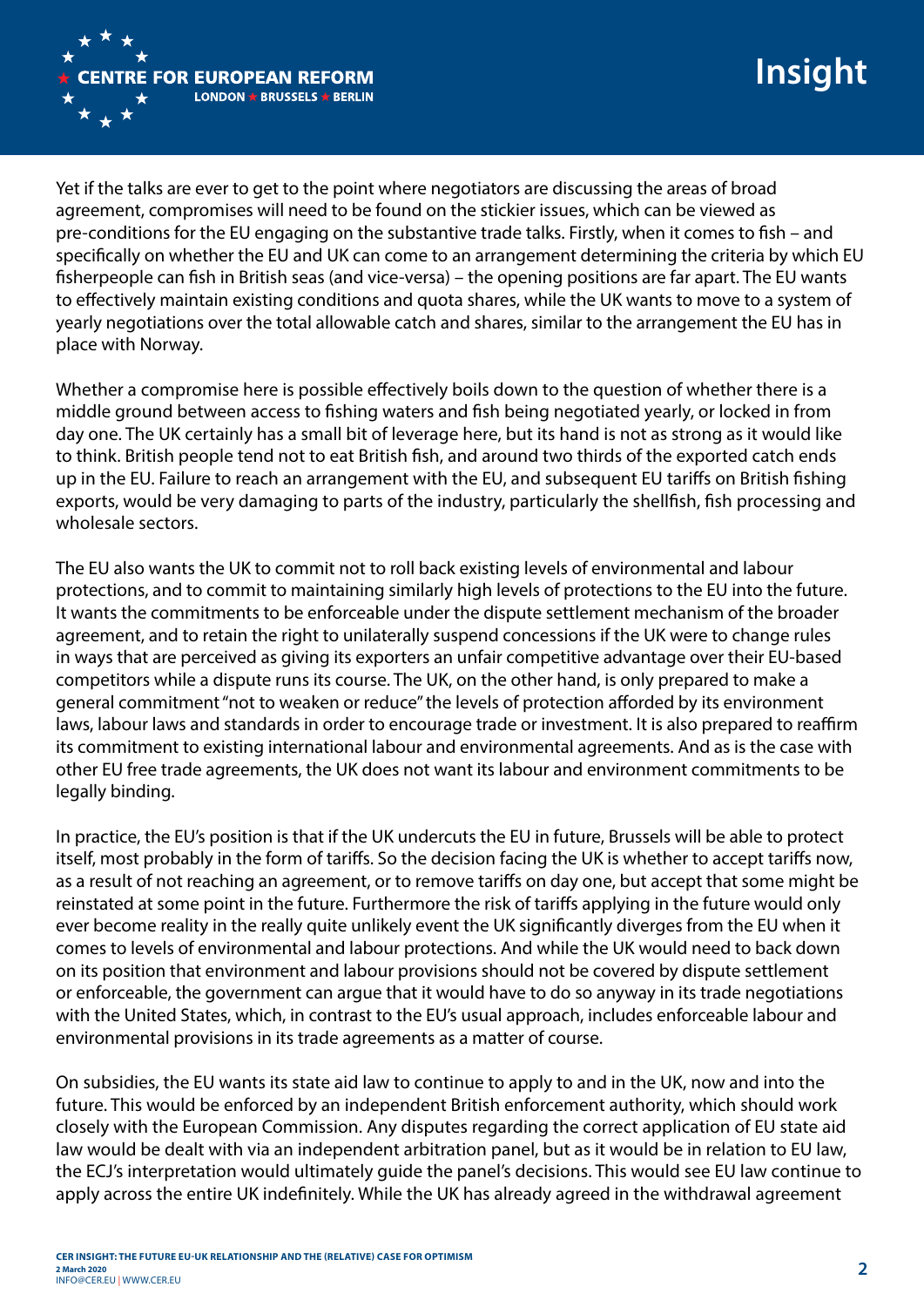Yet if the talks are ever to get to the point where negotiators are discussing the areas of broad agreement, compromises will need to be found on the stickier issues, which can be viewed as pre-conditions for the EU engaging on the substantive trade talks. Firstly, when it comes to fish – and specifically on whether the EU and UK can come to an arrangement determining the criteria by which EU fisherpeople can fish in British seas (and vice-versa) – the opening positions are far apart. The EU wants to effectively maintain existing conditions and quota shares, while the UK wants to move to a system of yearly negotiations over the total allowable catch and shares, similar to the arrangement the EU has in place with Norway.

Whether a compromise here is possible effectively boils down to the question of whether there is a middle ground between access to fishing waters and fish being negotiated yearly, or locked in from day one. The UK certainly has a small bit of leverage here, but its hand is not as strong as it would like to think. British people tend not to eat British fish, and around two thirds of the exported catch ends up in the EU. Failure to reach an arrangement with the EU, and subsequent EU tariffs on British fishing exports, would be very damaging to parts of the industry, particularly the shellfish, fish processing and wholesale sectors.

The EU also wants the UK to commit not to roll back existing levels of environmental and labour protections, and to commit to maintaining similarly high levels of protections to the EU into the future. It wants the commitments to be enforceable under the dispute settlement mechanism of the broader agreement, and to retain the right to unilaterally suspend concessions if the UK were to change rules in ways that are perceived as giving its exporters an unfair competitive advantage over their EU-based competitors while a dispute runs its course. The UK, on the other hand, is only prepared to make a general commitment "not to weaken or reduce" the levels of protection afforded by its environment laws, labour laws and standards in order to encourage trade or investment. It is also prepared to reaffirm its commitment to existing international labour and environmental agreements. And as is the case with other EU free trade agreements, the UK does not want its labour and environment commitments to be legally binding.

In practice, the EU's position is that if the UK undercuts the EU in future, Brussels will be able to protect itself, most probably in the form of tariffs. So the decision facing the UK is whether to accept tariffs now, as a result of not reaching an agreement, or to remove tariffs on day one, but accept that some might be reinstated at some point in the future. Furthermore the risk of tariffs applying in the future would only ever become reality in the really quite unlikely event the UK significantly diverges from the EU when it comes to levels of environmental and labour protections. And while the UK would need to back down on its position that environment and labour provisions should not be covered by dispute settlement or enforceable, the government can argue that it would have to do so anyway in its trade negotiations with the United States, which, in contrast to the EU's usual approach, includes enforceable labour and environmental provisions in its trade agreements as a matter of course.

On subsidies, the EU wants its state aid law to continue to apply to and in the UK, now and into the future. This would be enforced by an independent British enforcement authority, which should work closely with the European Commission. Any disputes regarding the correct application of EU state aid law would be dealt with via an independent arbitration panel, but as it would be in relation to EU law, the ECJ's interpretation would ultimately guide the panel's decisions. This would see EU law continue to apply across the entire UK indefinitely. While the UK has already agreed in the withdrawal agreement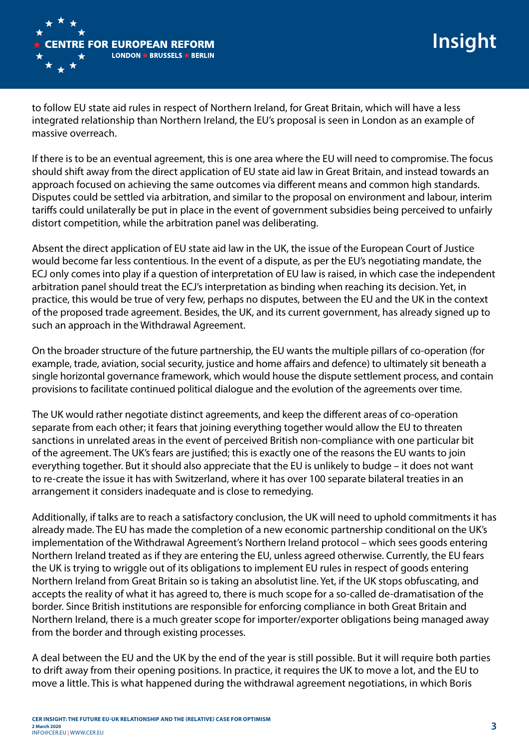to follow EU state aid rules in respect of Northern Ireland, for Great Britain, which will have a less integrated relationship than Northern Ireland, the EU's proposal is seen in London as an example of massive overreach.

If there is to be an eventual agreement, this is one area where the EU will need to compromise. The focus should shift away from the direct application of EU state aid law in Great Britain, and instead towards an approach focused on achieving the same outcomes via different means and common high standards. Disputes could be settled via arbitration, and similar to the proposal on environment and labour, interim tariffs could unilaterally be put in place in the event of government subsidies being perceived to unfairly distort competition, while the arbitration panel was deliberating.

Absent the direct application of EU state aid law in the UK, the issue of the European Court of Justice would become far less contentious. In the event of a dispute, as per the EU's negotiating mandate, the ECJ only comes into play if a question of interpretation of EU law is raised, in which case the independent arbitration panel should treat the ECJ's interpretation as binding when reaching its decision. Yet, in practice, this would be true of very few, perhaps no disputes, between the EU and the UK in the context of the proposed trade agreement. Besides, the UK, and its current government, has already signed up to such an approach in the Withdrawal Agreement.

On the broader structure of the future partnership, the EU wants the multiple pillars of co-operation (for example, trade, aviation, social security, justice and home affairs and defence) to ultimately sit beneath a single horizontal governance framework, which would house the dispute settlement process, and contain provisions to facilitate continued political dialogue and the evolution of the agreements over time.

The UK would rather negotiate distinct agreements, and keep the different areas of co-operation separate from each other; it fears that joining everything together would allow the EU to threaten sanctions in unrelated areas in the event of perceived British non-compliance with one particular bit of the agreement. The UK's fears are justified; this is exactly one of the reasons the EU wants to join everything together. But it should also appreciate that the EU is unlikely to budge – it does not want to re-create the issue it has with Switzerland, where it has over 100 separate bilateral treaties in an arrangement it considers inadequate and is close to remedying.

Additionally, if talks are to reach a satisfactory conclusion, the UK will need to uphold commitments it has already made. The EU has made the completion of a new economic partnership conditional on the UK's implementation of the Withdrawal Agreement's Northern Ireland protocol – which sees goods entering Northern Ireland treated as if they are entering the EU, unless agreed otherwise. Currently, the EU fears the UK is trying to wriggle out of its obligations to implement EU rules in respect of goods entering Northern Ireland from Great Britain so is taking an absolutist line. Yet, if the UK stops obfuscating, and accepts the reality of what it has agreed to, there is much scope for a so-called de-dramatisation of the border. Since British institutions are responsible for enforcing compliance in both Great Britain and Northern Ireland, there is a much greater scope for importer/exporter obligations being managed away from the border and through existing processes.

A deal between the EU and the UK by the end of the year is still possible. But it will require both parties to drift away from their opening positions. In practice, it requires the UK to move a lot, and the EU to move a little. This is what happened during the withdrawal agreement negotiations, in which Boris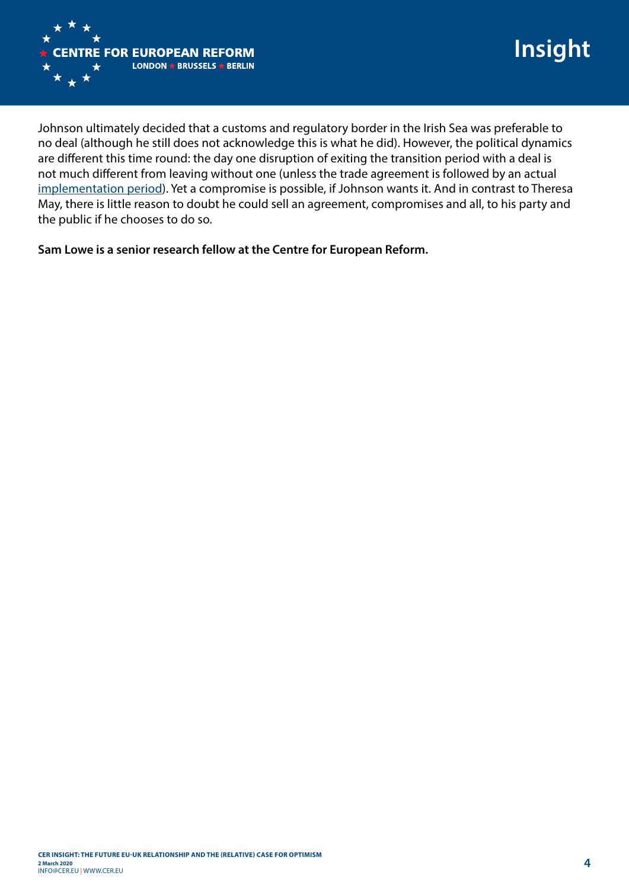Johnson ultimately decided that a customs and regulatory border in the Irish Sea was preferable to no deal (although he still does not acknowledge this is what he did). However, the political dynamics are different this time round: the day one disruption of exiting the transition period with a deal is not much different from leaving without one (unless the trade agreement is followed by an actual implementation period). Yet a compromise is possible, if Johnson wants it. And in contrast to Theresa May, there is little reason to doubt he could sell an agreement, compromises and all, to his party and the public if he chooses to do so.

**Sam Lowe is a senior research fellow at the Centre for European Reform.**